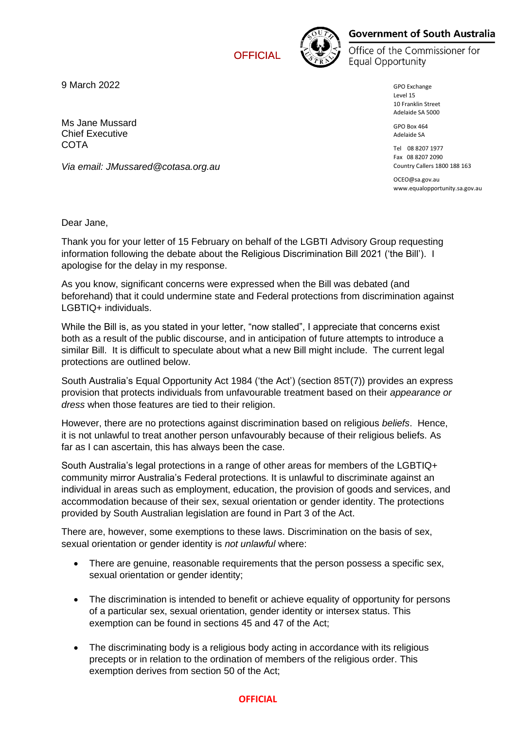OFFICIAL

**Government of South Australia**

Office of the Commissioner for Equal Opportunity

9 March 2022

GPO Exchange
Level 15
10 Franklin Street
Adelaide SA 5000

GPO Box 464
Adelaide SA

Tel 08 8207 1977
Fax 08 8207 2090
Country Callers 1800 188 163

OCEO@sa.gov.au
www.equalopportunity.sa.gov.au

Ms Jane Mussard
Chief Executive
COTA

*Via email: JMussared@cotasa.org.au*

Dear Jane,

Thank you for your letter of 15 February on behalf of the LGBTI Advisory Group requesting information following the debate about the Religious Discrimination Bill 2021 ('the Bill'). I apologise for the delay in my response.

As you know, significant concerns were expressed when the Bill was debated (and beforehand) that it could undermine state and Federal protections from discrimination against LGBTIQ+ individuals.

While the Bill is, as you stated in your letter, "now stalled", I appreciate that concerns exist both as a result of the public discourse, and in anticipation of future attempts to introduce a similar Bill. It is difficult to speculate about what a new Bill might include. The current legal protections are outlined below.

South Australia's Equal Opportunity Act 1984 ('the Act') (section 85T(7)) provides an express provision that protects individuals from unfavourable treatment based on their *appearance or dress* when those features are tied to their religion.

However, there are no protections against discrimination based on religious *beliefs*. Hence, it is not unlawful to treat another person unfavourably because of their religious beliefs. As far as I can ascertain, this has always been the case.

South Australia's legal protections in a range of other areas for members of the LGBTIQ+ community mirror Australia's Federal protections. It is unlawful to discriminate against an individual in areas such as employment, education, the provision of goods and services, and accommodation because of their sex, sexual orientation or gender identity. The protections provided by South Australian legislation are found in Part 3 of the Act.

There are, however, some exemptions to these laws. Discrimination on the basis of sex, sexual orientation or gender identity is *not unlawful* where:

- There are genuine, reasonable requirements that the person possess a specific sex, sexual orientation or gender identity;
- The discrimination is intended to benefit or achieve equality of opportunity for persons of a particular sex, sexual orientation, gender identity or intersex status. This exemption can be found in sections 45 and 47 of the Act;
- The discriminating body is a religious body acting in accordance with its religious precepts or in relation to the ordination of members of the religious order. This exemption derives from section 50 of the Act;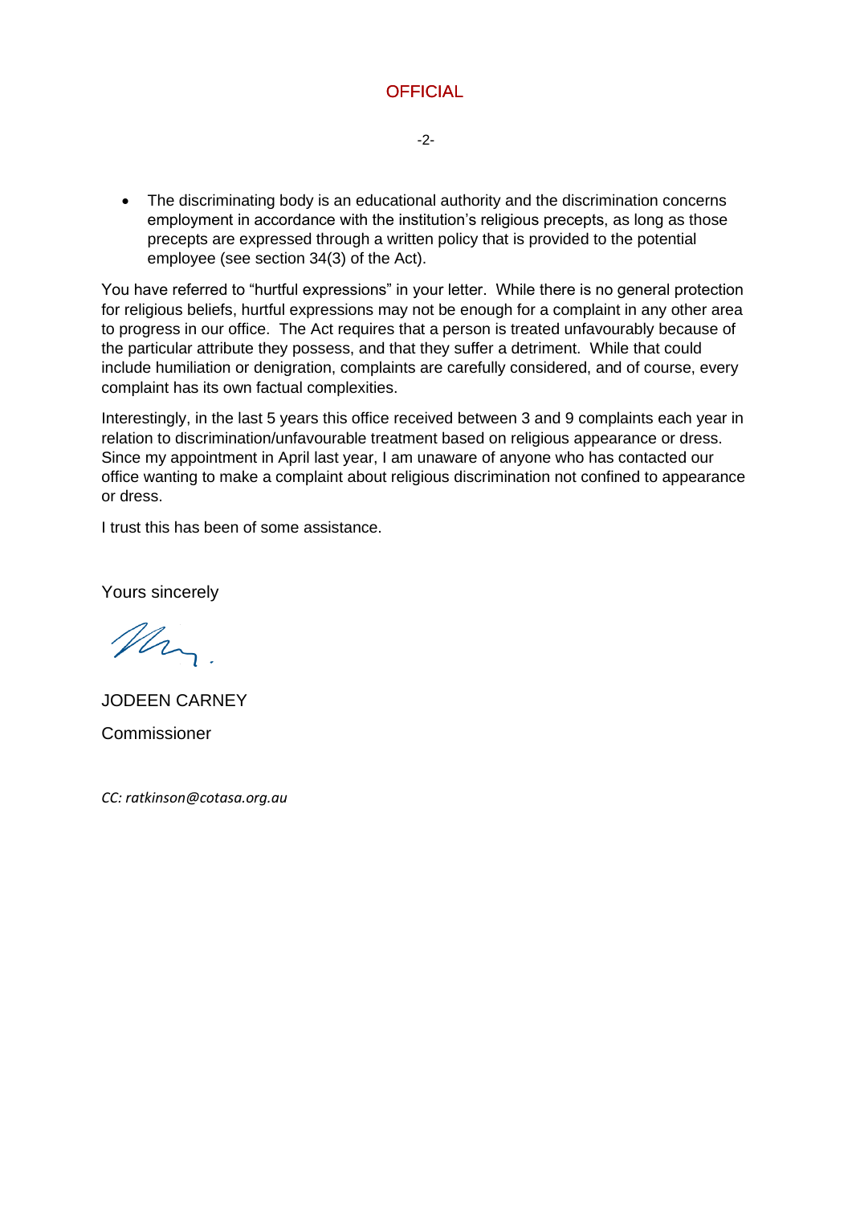- The discriminating body is an educational authority and the discrimination concerns employment in accordance with the institution's religious precepts, as long as those precepts are expressed through a written policy that is provided to the potential employee (see section 34(3) of the Act).

You have referred to "hurtful expressions" in your letter. While there is no general protection for religious beliefs, hurtful expressions may not be enough for a complaint in any other area to progress in our office. The Act requires that a person is treated unfavourably because of the particular attribute they possess, and that they suffer a detriment. While that could include humiliation or denigration, complaints are carefully considered, and of course, every complaint has its own factual complexities.

Interestingly, in the last 5 years this office received between 3 and 9 complaints each year in relation to discrimination/unfavourable treatment based on religious appearance or dress. Since my appointment in April last year, I am unaware of anyone who has contacted our office wanting to make a complaint about religious discrimination not confined to appearance or dress.

I trust this has been of some assistance.

Yours sincerely

JODEEN CARNEY

Commissioner

*CC: ratkinson@cotasa.org.au*